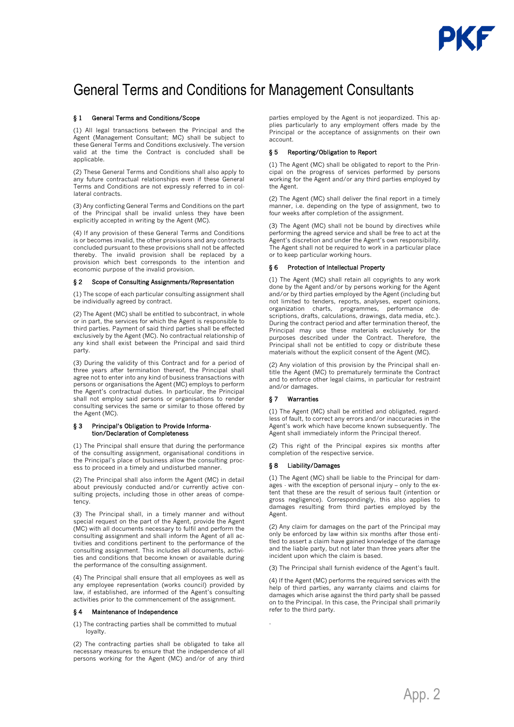PKF

# General Terms and Conditions for Management Consultants

## § 1 General Terms and Conditions/Scope

(1) All legal transactions between the Principal and the Agent (Management Consultant; MC) shall be subject to these General Terms and Conditions exclusively. The version valid at the time the Contract is concluded shall be applicable.

(2) These General Terms and Conditions shall also apply to any future contractual relationships even if these General Terms and Conditions are not expressly referred to in collateral contracts.

(3) Any conflicting General Terms and Conditions on the part of the Principal shall be invalid unless they have been explicitly accepted in writing by the Agent (MC).

(4) If any provision of these General Terms and Conditions is or becomes invalid, the other provisions and any contracts concluded pursuant to these provisions shall not be affected thereby. The invalid provision shall be replaced by a provision which best corresponds to the intention and economic purpose of the invalid provision.

## § 2 Scope of Consulting Assignments/Representation

(1) The scope of each particular consulting assignment shall be individually agreed by contract.

(2) The Agent (MC) shall be entitled to subcontract, in whole or in part, the services for which the Agent is responsible to third parties. Payment of said third parties shall be effected exclusively by the Agent (MC). No contractual relationship of any kind shall exist between the Principal and said third party.

(3) During the validity of this Contract and for a period of three years after termination thereof, the Principal shall agree not to enter into any kind of business transactions with persons or organisations the Agent (MC) employs to perform the Agent's contractual duties. In particular, the Principal shall not employ said persons or organisations to render consulting services the same or similar to those offered by the Agent (MC).

## § 3 Principal's Obligation to Provide Information/Declaration of Completeness

(1) The Principal shall ensure that during the performance of the consulting assignment, organisational conditions in the Principal's place of business allow the consulting process to proceed in a timely and undisturbed manner.

(2) The Principal shall also inform the Agent (MC) in detail about previously conducted and/or currently active consulting projects, including those in other areas of competency.

(3) The Principal shall, in a timely manner and without special request on the part of the Agent, provide the Agent (MC) with all documents necessary to fulfil and perform the consulting assignment and shall inform the Agent of all activities and conditions pertinent to the performance of the consulting assignment. This includes all documents, activities and conditions that become known or available during the performance of the consulting assignment.

(4) The Principal shall ensure that all employees as well as any employee representation (works council) provided by law, if established, are informed of the Agent's consulting activities prior to the commencement of the assignment.

## § 4 Maintenance of Independence

(1) The contracting parties shall be committed to mutual loyalty.

(2) The contracting parties shall be obligated to take all necessary measures to ensure that the independence of all persons working for the Agent (MC) and/or of any third parties employed by the Agent is not jeopardized. This applies particularly to any employment offers made by the Principal or the acceptance of assignments on their own account.

## § 5 Reporting/Obligation to Report

(1) The Agent (MC) shall be obligated to report to the Principal on the progress of services performed by persons working for the Agent and/or any third parties employed by the Agent.

(2) The Agent (MC) shall deliver the final report in a timely manner, i.e. depending on the type of assignment, two to four weeks after completion of the assignment.

(3) The Agent (MC) shall not be bound by directives while performing the agreed service and shall be free to act at the Agent's discretion and under the Agent's own responsibility. The Agent shall not be required to work in a particular place or to keep particular working hours.

## § 6 Protection of Intellectual Property

(1) The Agent (MC) shall retain all copyrights to any work done by the Agent and/or by persons working for the Agent and/or by third parties employed by the Agent (including but not limited to tenders, reports, analyses, expert opinions, organization charts, programmes, performance descriptions, drafts, calculations, drawings, data media, etc.). During the contract period and after termination thereof, the Principal may use these materials exclusively for the purposes described under the Contract. Therefore, the Principal shall not be entitled to copy or distribute these materials without the explicit consent of the Agent (MC).

(2) Any violation of this provision by the Principal shall entitle the Agent (MC) to prematurely terminate the Contract and to enforce other legal claims, in particular for restraint and/or damages.

## § 7 Warranties

(1) The Agent (MC) shall be entitled and obligated, regardless of fault, to correct any errors and/or inaccuracies in the Agent's work which have become known subsequently. The Agent shall immediately inform the Principal thereof.

(2) This right of the Principal expires six months after completion of the respective service.

## § 8 Liability/Damages

(1) The Agent (MC) shall be liable to the Principal for damages - with the exception of personal injury – only to the extent that these are the result of serious fault (intention or gross negligence). Correspondingly, this also applies to damages resulting from third parties employed by the Agent.

(2) Any claim for damages on the part of the Principal may only be enforced by law within six months after those entitled to assert a claim have gained knowledge of the damage and the liable party, but not later than three years after the incident upon which the claim is based.

(3) The Principal shall furnish evidence of the Agent's fault.

(4) If the Agent (MC) performs the required services with the help of third parties, any warranty claims and claims for damages which arise against the third party shall be passed on to the Principal. In this case, the Principal shall primarily refer to the third party.

App. 2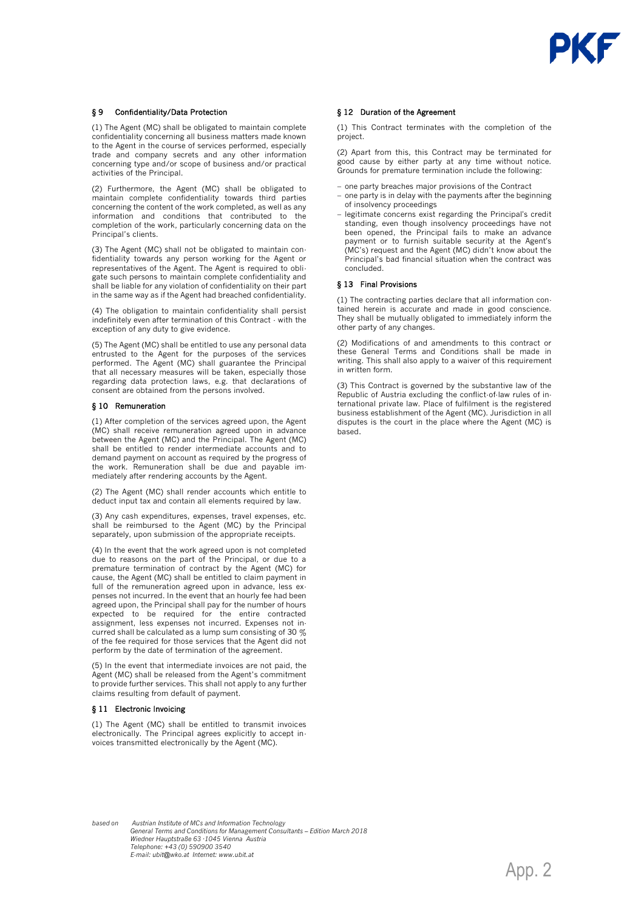## § 9 Confidentiality/Data Protection

(1) The Agent (MC) shall be obligated to maintain complete confidentiality concerning all business matters made known to the Agent in the course of services performed, especially trade and company secrets and any other information concerning type and/or scope of business and/or practical activities of the Principal.

(2) Furthermore, the Agent (MC) shall be obligated to maintain complete confidentiality towards third parties concerning the content of the work completed, as well as any information and conditions that contributed to the completion of the work, particularly concerning data on the Principal's clients.

(3) The Agent (MC) shall not be obligated to maintain confidentiality towards any person working for the Agent or representatives of the Agent. The Agent is required to obligate such persons to maintain complete confidentiality and shall be liable for any violation of confidentiality on their part in the same way as if the Agent had breached confidentiality.

(4) The obligation to maintain confidentiality shall persist indefinitely even after termination of this Contract - with the exception of any duty to give evidence.

(5) The Agent (MC) shall be entitled to use any personal data entrusted to the Agent for the purposes of the services performed. The Agent (MC) shall guarantee the Principal that all necessary measures will be taken, especially those regarding data protection laws, e.g. that declarations of consent are obtained from the persons involved.

## § 10 Remuneration

(1) After completion of the services agreed upon, the Agent (MC) shall receive remuneration agreed upon in advance between the Agent (MC) and the Principal. The Agent (MC) shall be entitled to render intermediate accounts and to demand payment on account as required by the progress of the work. Remuneration shall be due and payable immediately after rendering accounts by the Agent.

(2) The Agent (MC) shall render accounts which entitle to deduct input tax and contain all elements required by law.

(3) Any cash expenditures, expenses, travel expenses, etc. shall be reimbursed to the Agent (MC) by the Principal separately, upon submission of the appropriate receipts.

(4) In the event that the work agreed upon is not completed due to reasons on the part of the Principal, or due to a premature termination of contract by the Agent (MC) for cause, the Agent (MC) shall be entitled to claim payment in full of the remuneration agreed upon in advance, less expenses not incurred. In the event that an hourly fee had been agreed upon, the Principal shall pay for the number of hours expected to be required for the entire contracted assignment, less expenses not incurred. Expenses not incurred shall be calculated as a lump sum consisting of 30 % of the fee required for those services that the Agent did not perform by the date of termination of the agreement.

(5) In the event that intermediate invoices are not paid, the Agent (MC) shall be released from the Agent's commitment to provide further services. This shall not apply to any further claims resulting from default of payment.

## § 11 Electronic Invoicing

(1) The Agent (MC) shall be entitled to transmit invoices electronically. The Principal agrees explicitly to accept invoices transmitted electronically by the Agent (MC).

## § 12 Duration of the Agreement

(1) This Contract terminates with the completion of the project.

(2) Apart from this, this Contract may be terminated for good cause by either party at any time without notice. Grounds for premature termination include the following:

- one party breaches major provisions of the Contract
- one party is in delay with the payments after the beginning of insolvency proceedings
- legitimate concerns exist regarding the Principal's credit standing, even though insolvency proceedings have not been opened, the Principal fails to make an advance payment or to furnish suitable security at the Agent's (MC's) request and the Agent (MC) didn't know about the Principal's bad financial situation when the contract was concluded.

## § 13 Final Provisions

(1) The contracting parties declare that all information contained herein is accurate and made in good conscience. They shall be mutually obligated to immediately inform the other party of any changes.

(2) Modifications of and amendments to this contract or these General Terms and Conditions shall be made in writing. This shall also apply to a waiver of this requirement in written form.

(3) This Contract is governed by the substantive law of the Republic of Austria excluding the conflict-of-law rules of international private law. Place of fulfilment is the registered business establishment of the Agent (MC). Jurisdiction in all disputes is the court in the place where the Agent (MC) is based.

*based on Austrian Institute of MCs and Information Technology*
*General Terms and Conditions for Management Consultants – Edition March 2018*
*Wiedner Hauptstraße 63 ·1045 Vienna Austria*
*Telephone: +43 (0) 590900 3540*
*E-mail: ubit@wko.at Internet: www.ubit.at*

App. 2